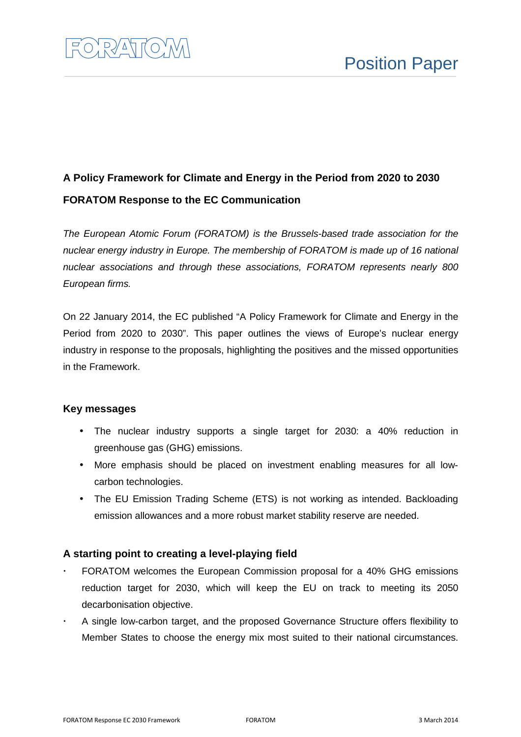Position Paper

**A Policy Framework for Climate and Energy in the Period from 2020 to 2030**

**FORATOM Response to the EC Communication**

*The European Atomic Forum (FORATOM) is the Brussels-based trade association for the nuclear energy industry in Europe. The membership of FORATOM is made up of 16 national nuclear associations and through these associations, FORATOM represents nearly 800 European firms.*

On 22 January 2014, the EC published “A Policy Framework for Climate and Energy in the Period from 2020 to 2030”. This paper outlines the views of Europe’s nuclear energy industry in response to the proposals, highlighting the positives and the missed opportunities in the Framework.

## Key messages

- The nuclear industry supports a single target for 2030: a 40% reduction in greenhouse gas (GHG) emissions.
- More emphasis should be placed on investment enabling measures for all low-carbon technologies.
- The EU Emission Trading Scheme (ETS) is not working as intended. Backloading emission allowances and a more robust market stability reserve are needed.

## A starting point to creating a level-playing field

- FORATOM welcomes the European Commission proposal for a 40% GHG emissions reduction target for 2030, which will keep the EU on track to meeting its 2050 decarbonisation objective.
- A single low-carbon target, and the proposed Governance Structure offers flexibility to Member States to choose the energy mix most suited to their national circumstances.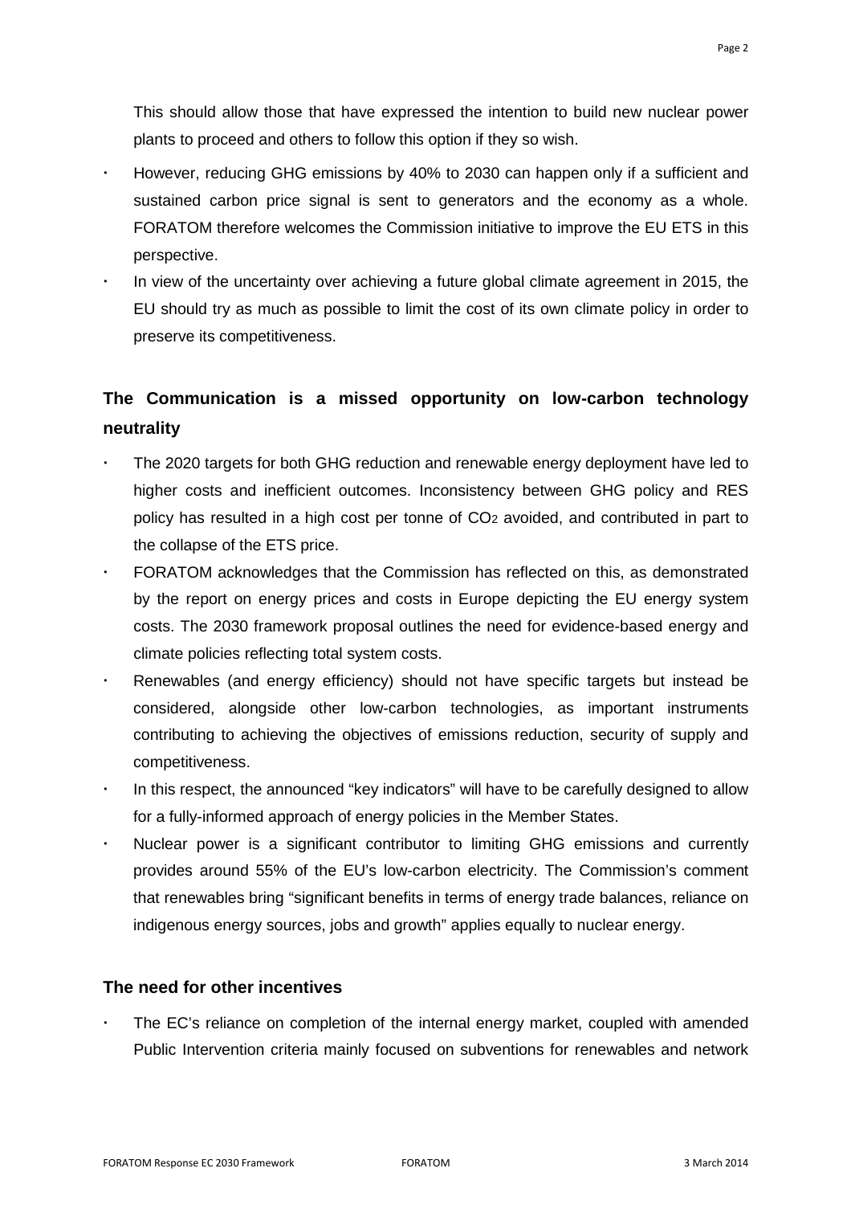This should allow those that have expressed the intention to build new nuclear power plants to proceed and others to follow this option if they so wish.

- However, reducing GHG emissions by 40% to 2030 can happen only if a sufficient and sustained carbon price signal is sent to generators and the economy as a whole. FORATOM therefore welcomes the Commission initiative to improve the EU ETS in this perspective.
- In view of the uncertainty over achieving a future global climate agreement in 2015, the EU should try as much as possible to limit the cost of its own climate policy in order to preserve its competitiveness.

## The Communication is a missed opportunity on low-carbon technology neutrality

- The 2020 targets for both GHG reduction and renewable energy deployment have led to higher costs and inefficient outcomes. Inconsistency between GHG policy and RES policy has resulted in a high cost per tonne of $CO_2$ avoided, and contributed in part to the collapse of the ETS price.
- FORATOM acknowledges that the Commission has reflected on this, as demonstrated by the report on energy prices and costs in Europe depicting the EU energy system costs. The 2030 framework proposal outlines the need for evidence-based energy and climate policies reflecting total system costs.
- Renewables (and energy efficiency) should not have specific targets but instead be considered, alongside other low-carbon technologies, as important instruments contributing to achieving the objectives of emissions reduction, security of supply and competitiveness.
- In this respect, the announced "key indicators" will have to be carefully designed to allow for a fully-informed approach of energy policies in the Member States.
- Nuclear power is a significant contributor to limiting GHG emissions and currently provides around 55% of the EU's low-carbon electricity. The Commission's comment that renewables bring "significant benefits in terms of energy trade balances, reliance on indigenous energy sources, jobs and growth" applies equally to nuclear energy.

## The need for other incentives

- The EC's reliance on completion of the internal energy market, coupled with amended Public Intervention criteria mainly focused on subventions for renewables and network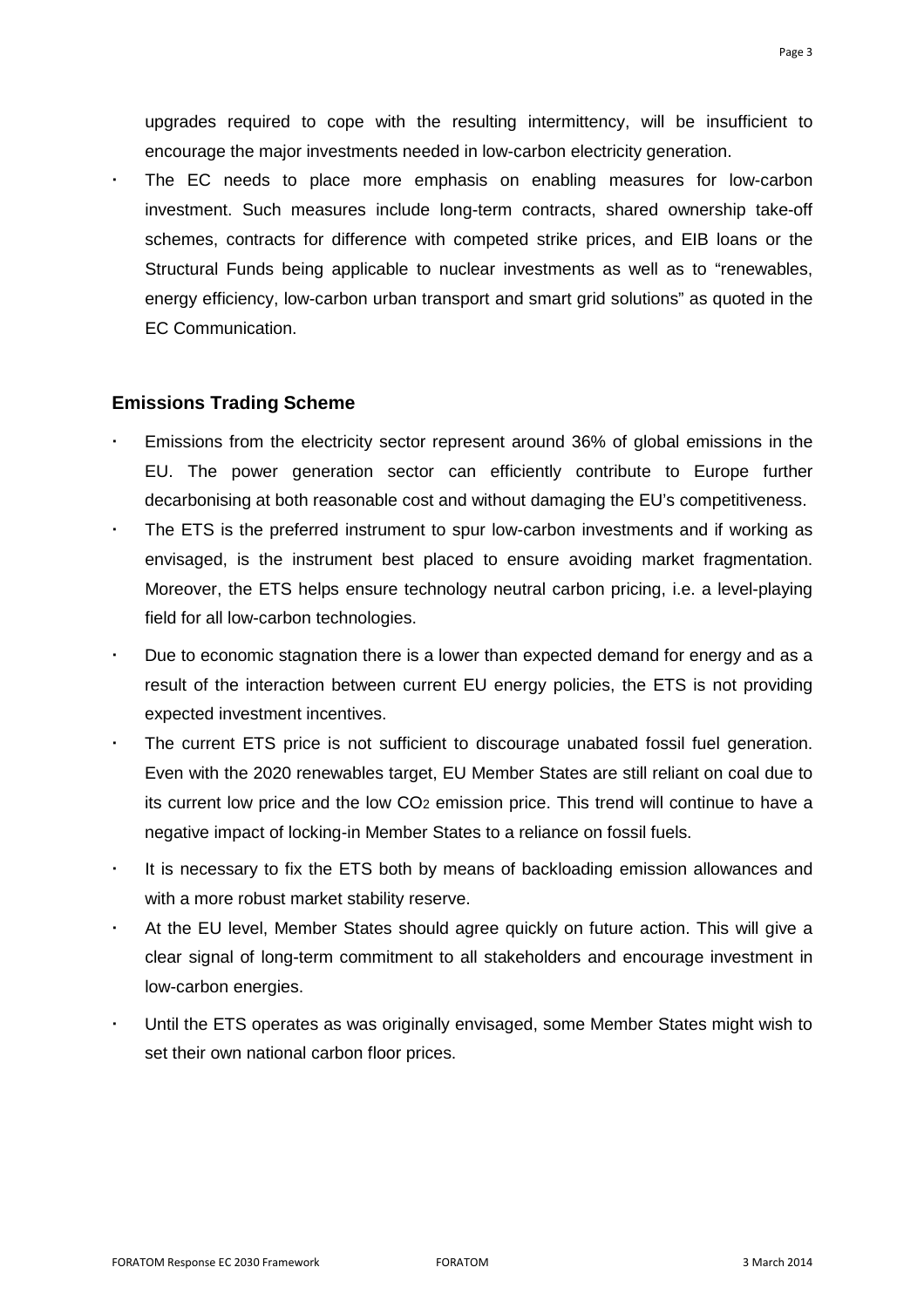upgrades required to cope with the resulting intermittency, will be insufficient to encourage the major investments needed in low-carbon electricity generation.

- The EC needs to place more emphasis on enabling measures for low-carbon investment. Such measures include long-term contracts, shared ownership take-off schemes, contracts for difference with competed strike prices, and EIB loans or the Structural Funds being applicable to nuclear investments as well as to "renewables, energy efficiency, low-carbon urban transport and smart grid solutions" as quoted in the EC Communication.

### Emissions Trading Scheme

- Emissions from the electricity sector represent around 36% of global emissions in the EU. The power generation sector can efficiently contribute to Europe further decarbonising at both reasonable cost and without damaging the EU's competitiveness.
- The ETS is the preferred instrument to spur low-carbon investments and if working as envisaged, is the instrument best placed to ensure avoiding market fragmentation. Moreover, the ETS helps ensure technology neutral carbon pricing, i.e. a level-playing field for all low-carbon technologies.
- Due to economic stagnation there is a lower than expected demand for energy and as a result of the interaction between current EU energy policies, the ETS is not providing expected investment incentives.
- The current ETS price is not sufficient to discourage unabated fossil fuel generation. Even with the 2020 renewables target, EU Member States are still reliant on coal due to its current low price and the low $CO_2$ emission price. This trend will continue to have a negative impact of locking-in Member States to a reliance on fossil fuels.
- It is necessary to fix the ETS both by means of backloading emission allowances and with a more robust market stability reserve.
- At the EU level, Member States should agree quickly on future action. This will give a clear signal of long-term commitment to all stakeholders and encourage investment in low-carbon energies.
- Until the ETS operates as was originally envisaged, some Member States might wish to set their own national carbon floor prices.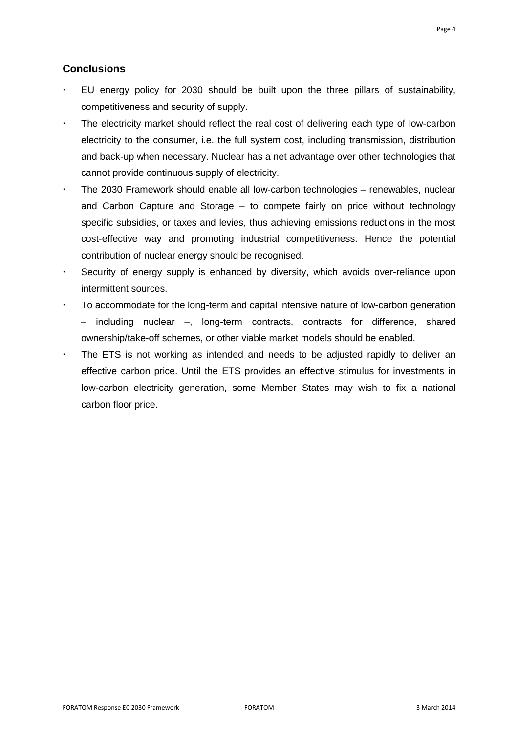## Conclusions

- EU energy policy for 2030 should be built upon the three pillars of sustainability, competitiveness and security of supply.
- The electricity market should reflect the real cost of delivering each type of low-carbon electricity to the consumer, i.e. the full system cost, including transmission, distribution and back-up when necessary. Nuclear has a net advantage over other technologies that cannot provide continuous supply of electricity.
- The 2030 Framework should enable all low-carbon technologies – renewables, nuclear and Carbon Capture and Storage – to compete fairly on price without technology specific subsidies, or taxes and levies, thus achieving emissions reductions in the most cost-effective way and promoting industrial competitiveness. Hence the potential contribution of nuclear energy should be recognised.
- Security of energy supply is enhanced by diversity, which avoids over-reliance upon intermittent sources.
- To accommodate for the long-term and capital intensive nature of low-carbon generation – including nuclear –, long-term contracts, contracts for difference, shared ownership/take-off schemes, or other viable market models should be enabled.
- The ETS is not working as intended and needs to be adjusted rapidly to deliver an effective carbon price. Until the ETS provides an effective stimulus for investments in low-carbon electricity generation, some Member States may wish to fix a national carbon floor price.